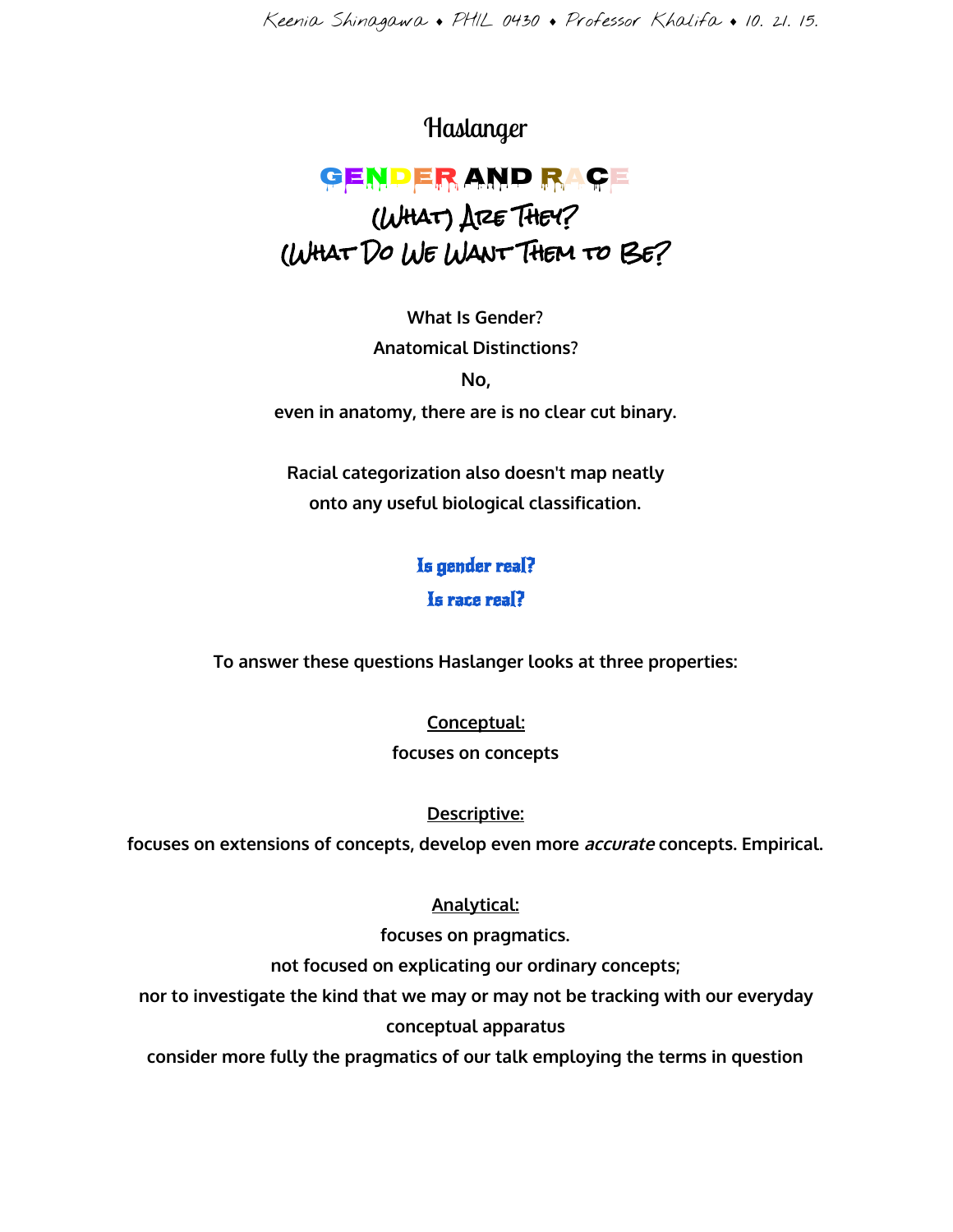Keenia Shinagawa • PHIL 0430 • Professor Khalifa • 10. 21. 15.

# Haslanger

## GENDER AND RACE

## (What) Are They?
## (What Do We Want Them to Be?

**What Is Gender?**

**Anatomical Distinctions?**

**No,**

**even in anatomy, there are is no clear cut binary.**

**Racial categorization also doesn't map neatly onto any useful biological classification.**

**Is gender real?**

**Is race real?**

**To answer these questions Haslanger looks at three properties:**

**<u>Conceptual:</u>**

**focuses on concepts**

**<u>Descriptive:</u>**

**focuses on extensions of concepts, develop even more *accurate* concepts. Empirical.**

**<u>Analytical:</u>**

**focuses on pragmatics.**

**not focused on explicating our ordinary concepts;**

**nor to investigate the kind that we may or may not be tracking with our everyday conceptual apparatus**

**consider more fully the pragmatics of our talk employing the terms in question**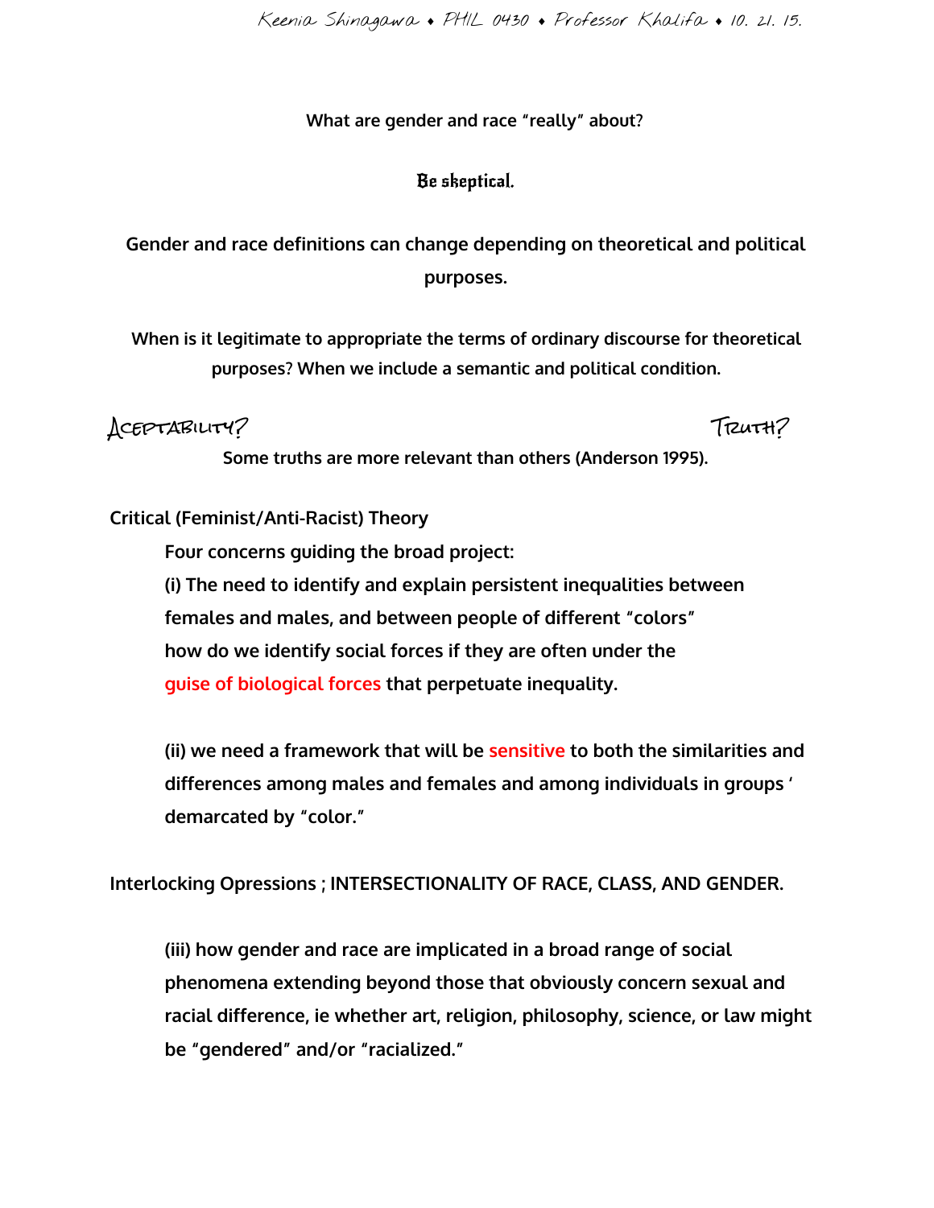Keenia Shinagawa • PHIL 0430 • Professor Khalifa • 10. 21. 15.

**What are gender and race "really" about?**

**Be skeptical.**

**Gender and race definitions can change depending on theoretical and political purposes.**

**When is it legitimate to appropriate the terms of ordinary discourse for theoretical purposes? When we include a semantic and political condition.**

ACEPTABILITY? TRUTH?

**Some truths are more relevant than others (Anderson 1995).**

**Critical (Feminist/Anti-Racist) Theory**

**Four concerns guiding the broad project:**

**(i) The need to identify and explain persistent inequalities between females and males, and between people of different "colors" how do we identify social forces if they are often under the guise of biological forces that perpetuate inequality.**

**(ii) we need a framework that will be sensitive to both the similarities and differences among males and females and among individuals in groups ' demarcated by "color."**

**Interlocking Opressions ; INTERSECTIONALITY OF RACE, CLASS, AND GENDER.**

**(iii) how gender and race are implicated in a broad range of social phenomena extending beyond those that obviously concern sexual and racial difference, ie whether art, religion, philosophy, science, or law might be "gendered" and/or "racialized."**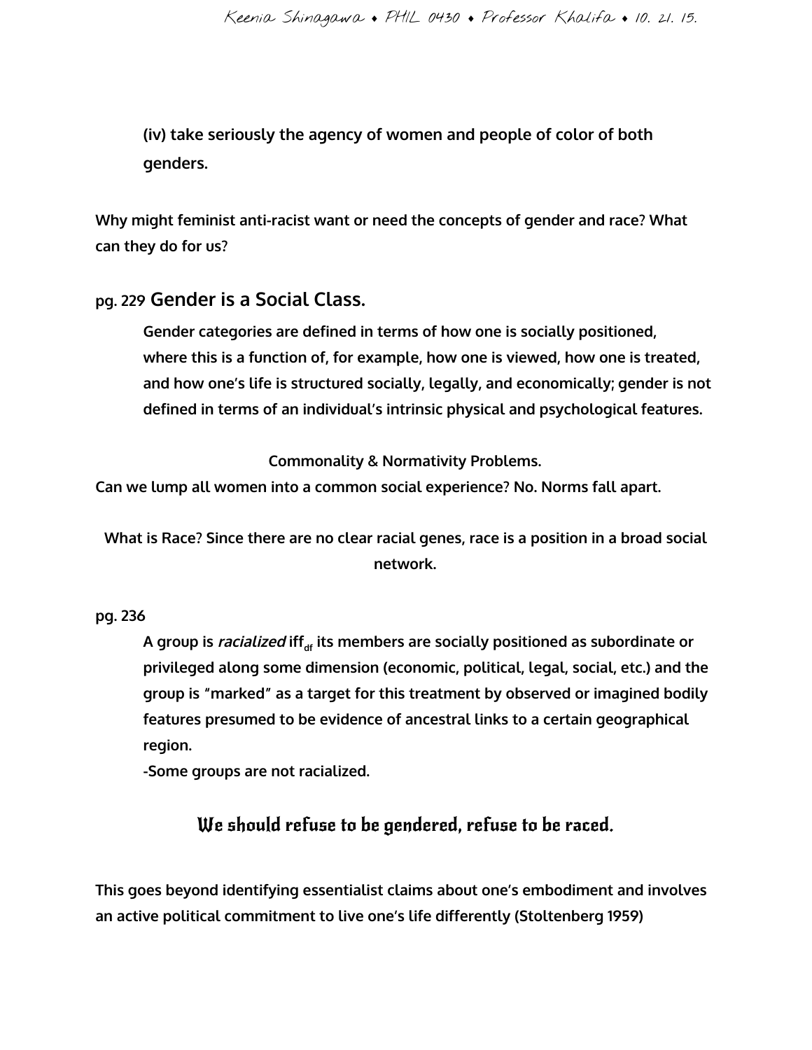**(iv) take seriously the agency of women and people of color of both genders.**

**Why might feminist anti-racist want or need the concepts of gender and race? What can they do for us?**

## pg. 229 Gender is a Social Class.

**Gender categories are defined in terms of how one is socially positioned, where this is a function of, for example, how one is viewed, how one is treated, and how one's life is structured socially, legally, and economically; gender is not defined in terms of an individual's intrinsic physical and psychological features.**

**Commonality & Normativity Problems.**

**Can we lump all women into a common social experience? No. Norms fall apart.**

**What is Race? Since there are no clear racial genes, race is a position in a broad social network.**

**pg. 236**

**A group is *racialized* iff$_{df}$ its members are socially positioned as subordinate or privileged along some dimension (economic, political, legal, social, etc.) and the group is "marked" as a target for this treatment by observed or imagined bodily features presumed to be evidence of ancestral links to a certain geographical region.**

**-Some groups are not racialized.**

## We should refuse to be gendered, refuse to be raced.

**This goes beyond identifying essentialist claims about one's embodiment and involves an active political commitment to live one's life differently (Stoltenberg 1959)**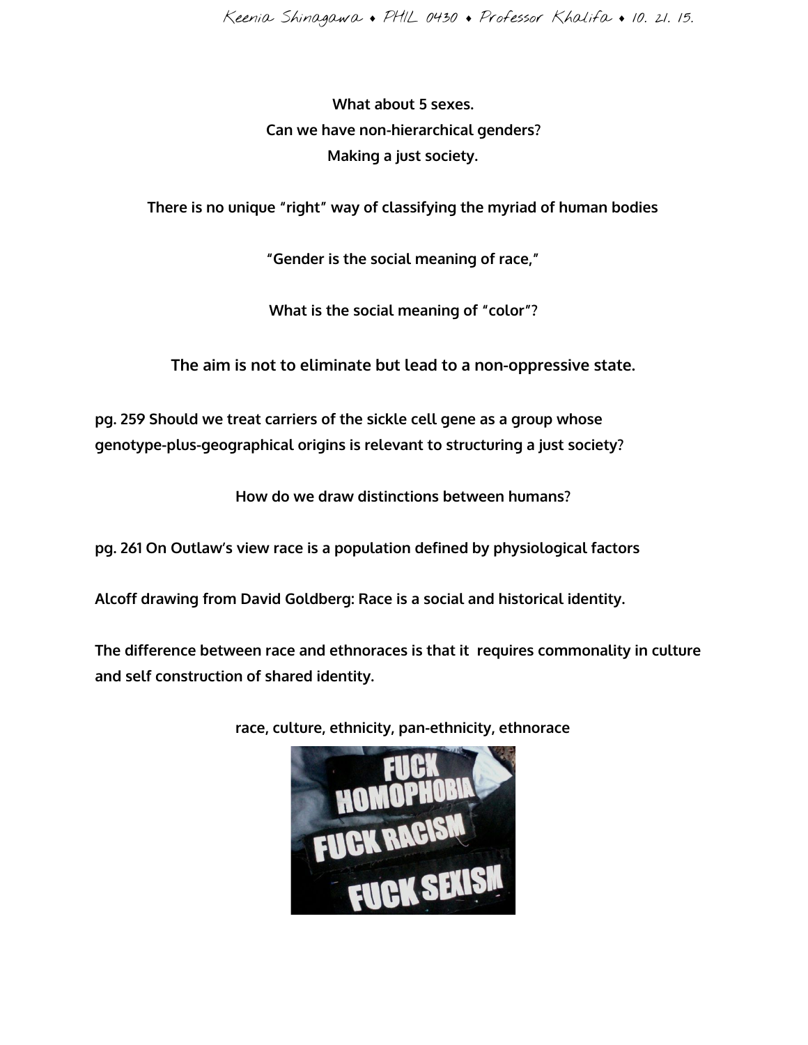**What about 5 sexes.**
**Can we have non-hierarchical genders?**
**Making a just society.**

**There is no unique "right" way of classifying the myriad of human bodies**

**"Gender is the social meaning of race,"**

**What is the social meaning of "color"?**

**The aim is not to eliminate but lead to a non-oppressive state.**

**pg. 259 Should we treat carriers of the sickle cell gene as a group whose genotype-plus-geographical origins is relevant to structuring a just society?**

**How do we draw distinctions between humans?**

**pg. 261 On Outlaw's view race is a population defined by physiological factors**

**Alcoff drawing from David Goldberg: Race is a social and historical identity.**

**The difference between race and ethnoraces is that it requires commonality in culture and self construction of shared identity.**

**race, culture, ethnicity, pan-ethnicity, ethnorace**